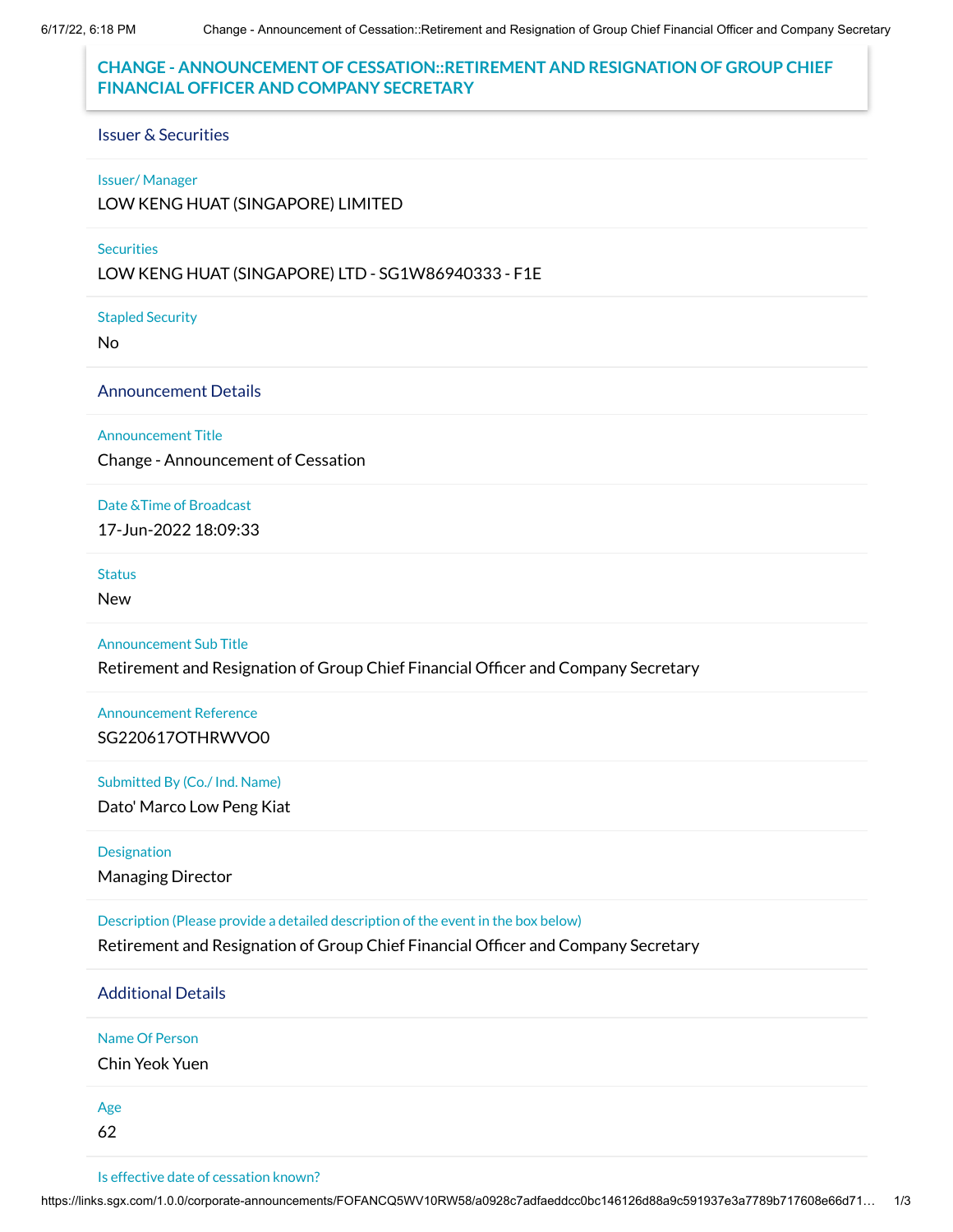# CHANGE - ANNOUNCEMENT OF CESSATION::RETIREMENT AND RESIGNATION OF GROUP CHIEF FINANCIAL OFFICER AND COMPANY SECRETARY

## Issuer & Securities

**Issuer/ Manager**

LOW KENG HUAT (SINGAPORE) LIMITED

**Securities**

LOW KENG HUAT (SINGAPORE) LTD - SG1W86940333 - F1E

**Stapled Security**

No

## Announcement Details

**Announcement Title**

Change - Announcement of Cessation

**Date &Time of Broadcast**

17-Jun-2022 18:09:33

**Status**

New

**Announcement Sub Title**

Retirement and Resignation of Group Chief Financial Officer and Company Secretary

**Announcement Reference**

SG220617OTHRWVO0

**Submitted By (Co./ Ind. Name)**

Dato' Marco Low Peng Kiat

**Designation**

Managing Director

**Description (Please provide a detailed description of the event in the box below)**

Retirement and Resignation of Group Chief Financial Officer and Company Secretary

## Additional Details

**Name Of Person**

Chin Yeok Yuen

**Age**

62

**Is effective date of cessation known?**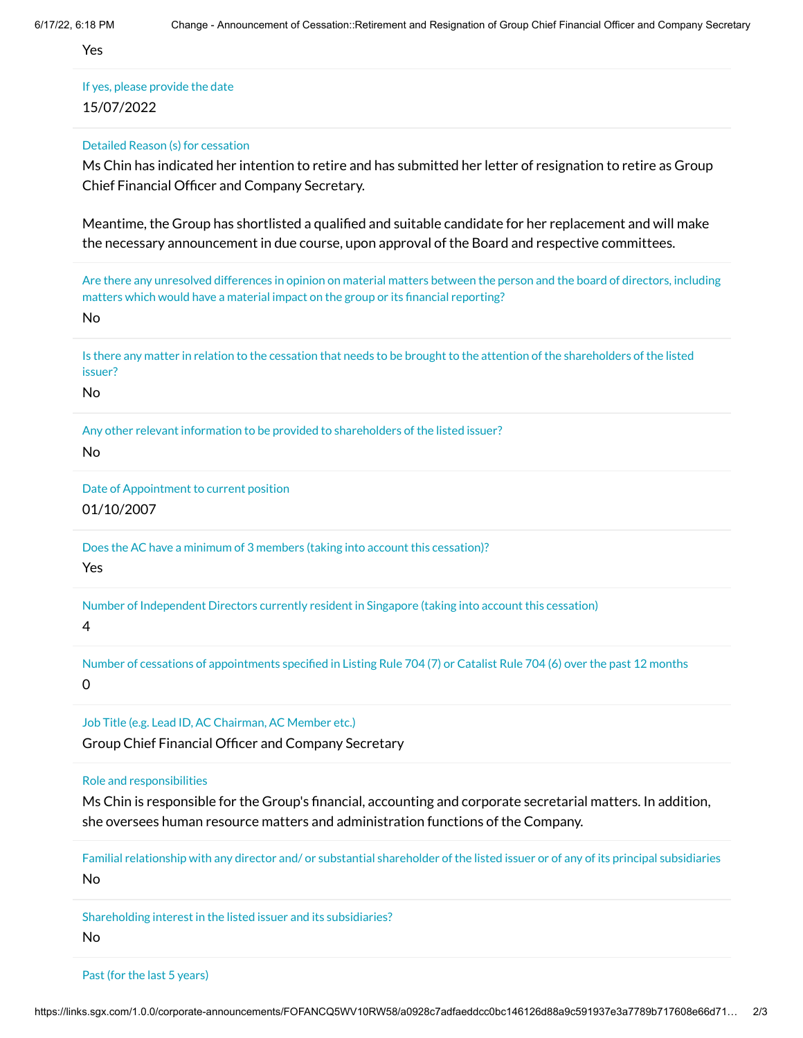Yes

If yes, please provide the date

15/07/2022

Detailed Reason (s) for cessation

Ms Chin has indicated her intention to retire and has submitted her letter of resignation to retire as Group Chief Financial Officer and Company Secretary.

Meantime, the Group has shortlisted a qualified and suitable candidate for her replacement and will make the necessary announcement in due course, upon approval of the Board and respective committees.

Are there any unresolved differences in opinion on material matters between the person and the board of directors, including matters which would have a material impact on the group or its financial reporting?

No

Is there any matter in relation to the cessation that needs to be brought to the attention of the shareholders of the listed issuer?

No

Any other relevant information to be provided to shareholders of the listed issuer?

No

Date of Appointment to current position

01/10/2007

Does the AC have a minimum of 3 members (taking into account this cessation)?

Yes

Number of Independent Directors currently resident in Singapore (taking into account this cessation)

4

Number of cessations of appointments specified in Listing Rule 704 (7) or Catalist Rule 704 (6) over the past 12 months

0

Job Title (e.g. Lead ID, AC Chairman, AC Member etc.)

Group Chief Financial Officer and Company Secretary

Role and responsibilities

Ms Chin is responsible for the Group's financial, accounting and corporate secretarial matters. In addition, she oversees human resource matters and administration functions of the Company.

Familial relationship with any director and/ or substantial shareholder of the listed issuer or of any of its principal subsidiaries

No

Shareholding interest in the listed issuer and its subsidiaries?

No

Past (for the last 5 years)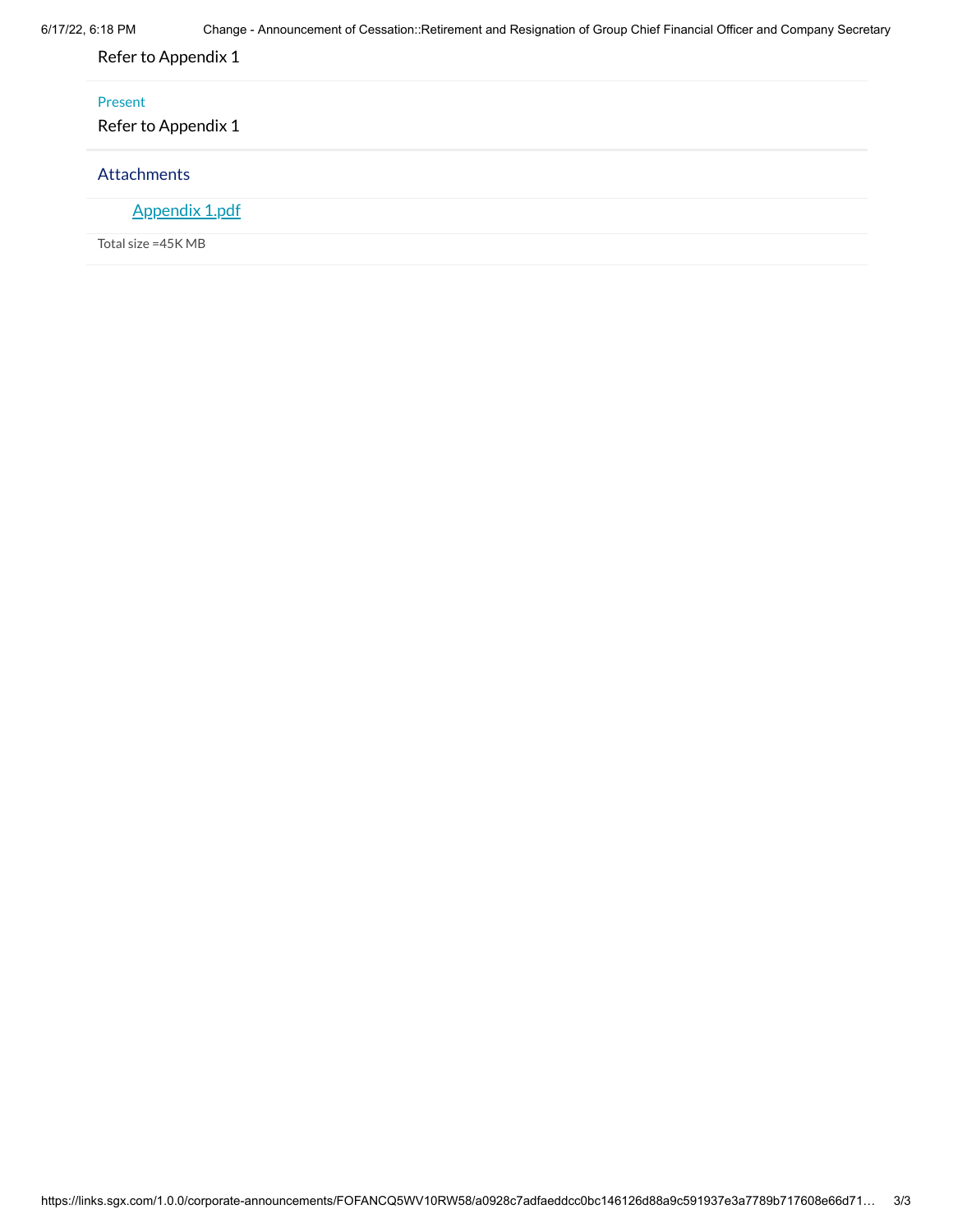Refer to Appendix 1

Present

Refer to Appendix 1

## Attachments

Appendix 1.pdf

Total size =45K MB